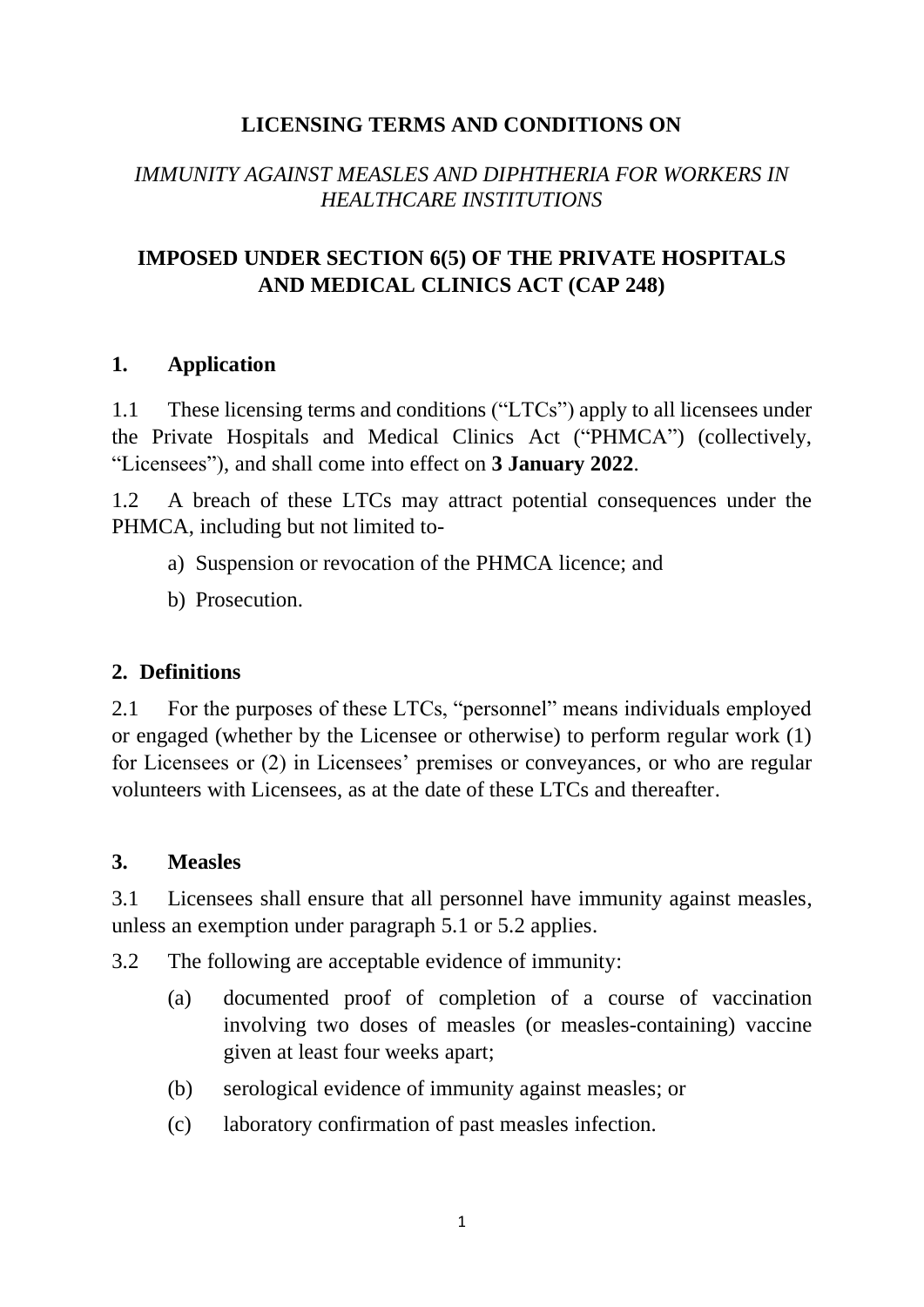# LICENSING TERMS AND CONDITIONS ON

*IMMUNITY AGAINST MEASLES AND DIPHTHERIA FOR WORKERS IN HEALTHCARE INSTITUTIONS*

## IMPOSED UNDER SECTION 6(5) OF THE PRIVATE HOSPITALS AND MEDICAL CLINICS ACT (CAP 248)

### 1. Application

1.1 These licensing terms and conditions ("LTCs") apply to all licensees under the Private Hospitals and Medical Clinics Act ("PHMCA") (collectively, "Licensees"), and shall come into effect on **3 January 2022**.

1.2 A breach of these LTCs may attract potential consequences under the PHMCA, including but not limited to-

a) Suspension or revocation of the PHMCA licence; and

b) Prosecution.

### 2. Definitions

2.1 For the purposes of these LTCs, "personnel" means individuals employed or engaged (whether by the Licensee or otherwise) to perform regular work (1) for Licensees or (2) in Licensees' premises or conveyances, or who are regular volunteers with Licensees, as at the date of these LTCs and thereafter.

### 3. Measles

3.1 Licensees shall ensure that all personnel have immunity against measles, unless an exemption under paragraph 5.1 or 5.2 applies.

3.2 The following are acceptable evidence of immunity:

(a) documented proof of completion of a course of vaccination involving two doses of measles (or measles-containing) vaccine given at least four weeks apart;

(b) serological evidence of immunity against measles; or

(c) laboratory confirmation of past measles infection.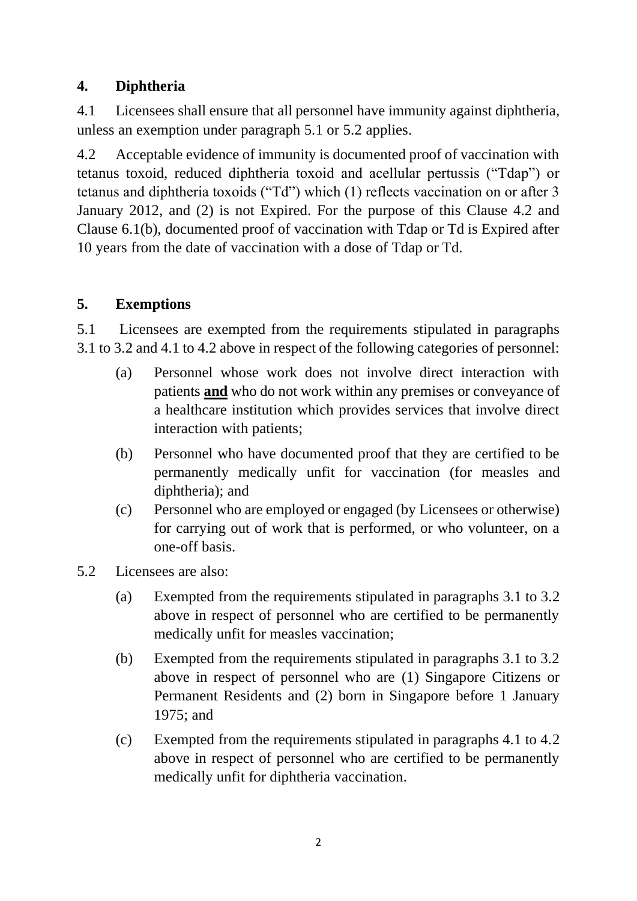## 4. Diphtheria

4.1 Licensees shall ensure that all personnel have immunity against diphtheria, unless an exemption under paragraph 5.1 or 5.2 applies.

4.2 Acceptable evidence of immunity is documented proof of vaccination with tetanus toxoid, reduced diphtheria toxoid and acellular pertussis ("Tdap") or tetanus and diphtheria toxoids ("Td") which (1) reflects vaccination on or after 3 January 2012, and (2) is not Expired. For the purpose of this Clause 4.2 and Clause 6.1(b), documented proof of vaccination with Tdap or Td is Expired after 10 years from the date of vaccination with a dose of Tdap or Td.

## 5. Exemptions

5.1 Licensees are exempted from the requirements stipulated in paragraphs 3.1 to 3.2 and 4.1 to 4.2 above in respect of the following categories of personnel:

- (a) Personnel whose work does not involve direct interaction with patients **<u>and</u>** who do not work within any premises or conveyance of a healthcare institution which provides services that involve direct interaction with patients;
- (b) Personnel who have documented proof that they are certified to be permanently medically unfit for vaccination (for measles and diphtheria); and
- (c) Personnel who are employed or engaged (by Licensees or otherwise) for carrying out of work that is performed, or who volunteer, on a one-off basis.

5.2 Licensees are also:

- (a) Exempted from the requirements stipulated in paragraphs 3.1 to 3.2 above in respect of personnel who are certified to be permanently medically unfit for measles vaccination;
- (b) Exempted from the requirements stipulated in paragraphs 3.1 to 3.2 above in respect of personnel who are (1) Singapore Citizens or Permanent Residents and (2) born in Singapore before 1 January 1975; and
- (c) Exempted from the requirements stipulated in paragraphs 4.1 to 4.2 above in respect of personnel who are certified to be permanently medically unfit for diphtheria vaccination.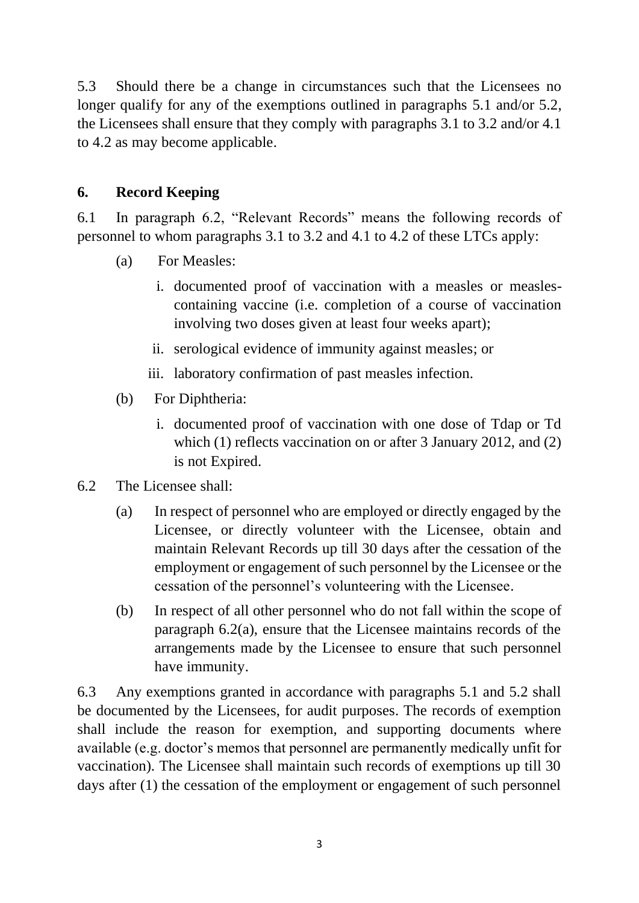5.3 Should there be a change in circumstances such that the Licensees no longer qualify for any of the exemptions outlined in paragraphs 5.1 and/or 5.2, the Licensees shall ensure that they comply with paragraphs 3.1 to 3.2 and/or 4.1 to 4.2 as may become applicable.

## 6. Record Keeping

6.1 In paragraph 6.2, "Relevant Records" means the following records of personnel to whom paragraphs 3.1 to 3.2 and 4.1 to 4.2 of these LTCs apply:

(a) For Measles:

i. documented proof of vaccination with a measles or measles-containing vaccine (i.e. completion of a course of vaccination involving two doses given at least four weeks apart);

ii. serological evidence of immunity against measles; or

iii. laboratory confirmation of past measles infection.

(b) For Diphtheria:

i. documented proof of vaccination with one dose of Tdap or Td which (1) reflects vaccination on or after 3 January 2012, and (2) is not Expired.

6.2 The Licensee shall:

(a) In respect of personnel who are employed or directly engaged by the Licensee, or directly volunteer with the Licensee, obtain and maintain Relevant Records up till 30 days after the cessation of the employment or engagement of such personnel by the Licensee or the cessation of the personnel's volunteering with the Licensee.

(b) In respect of all other personnel who do not fall within the scope of paragraph 6.2(a), ensure that the Licensee maintains records of the arrangements made by the Licensee to ensure that such personnel have immunity.

6.3 Any exemptions granted in accordance with paragraphs 5.1 and 5.2 shall be documented by the Licensees, for audit purposes. The records of exemption shall include the reason for exemption, and supporting documents where available (e.g. doctor's memos that personnel are permanently medically unfit for vaccination). The Licensee shall maintain such records of exemptions up till 30 days after (1) the cessation of the employment or engagement of such personnel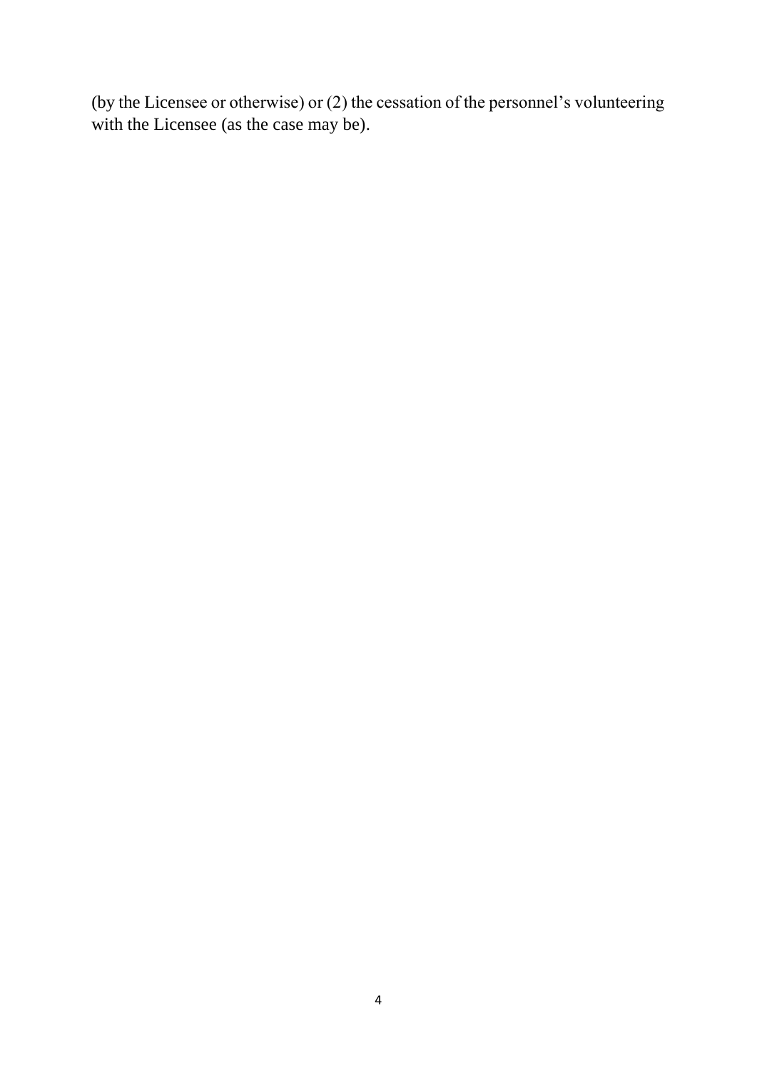(by the Licensee or otherwise) or (2) the cessation of the personnel's volunteering with the Licensee (as the case may be).